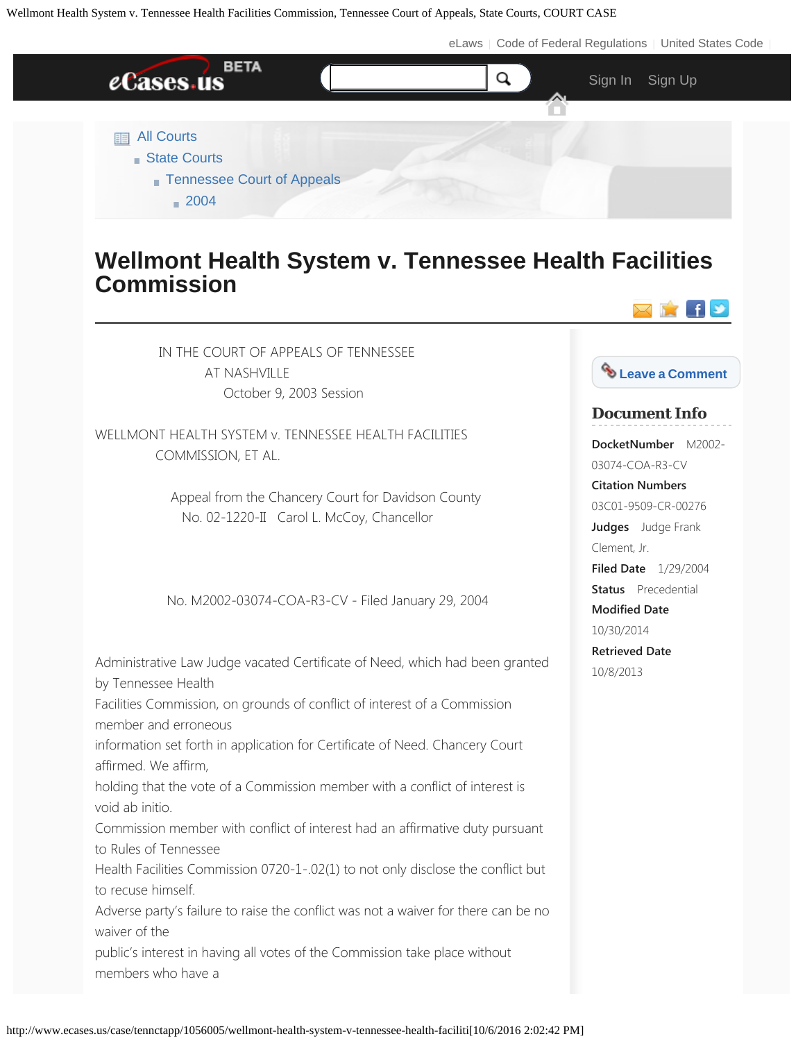# Wellmont Health System v. Tennessee Health Facilities Commission

IN THE COURT OF APPEALS OF TENNESSEE
AT NASHVILLE
October 9, 2003 Session

WELLMONT HEALTH SYSTEM v. TENNESSEE HEALTH FACILITIES COMMISSION, ET AL.

Appeal from the Chancery Court for Davidson County
No. 02-1220-II Carol L. McCoy, Chancellor

No. M2002-03074-COA-R3-CV - Filed January 29, 2004

Administrative Law Judge vacated Certificate of Need, which had been granted by Tennessee Health
Facilities Commission, on grounds of conflict of interest of a Commission member and erroneous
information set forth in application for Certificate of Need. Chancery Court affirmed. We affirm,
holding that the vote of a Commission member with a conflict of interest is void ab initio.
Commission member with conflict of interest had an affirmative duty pursuant to Rules of Tennessee
Health Facilities Commission 0720-1-.02(1) to not only disclose the conflict but to recuse himself.
Adverse party's failure to raise the conflict was not a waiver for there can be no waiver of the
public's interest in having all votes of the Commission take place without members who have a

**Document Info**

**DocketNumber** M2002-03074-COA-R3-CV

**Citation Numbers** 03C01-9509-CR-00276

**Judges** Judge Frank Clement, Jr.

**Filed Date** 1/29/2004

**Status** Precedential

**Modified Date** 10/30/2014

**Retrieved Date** 10/8/2013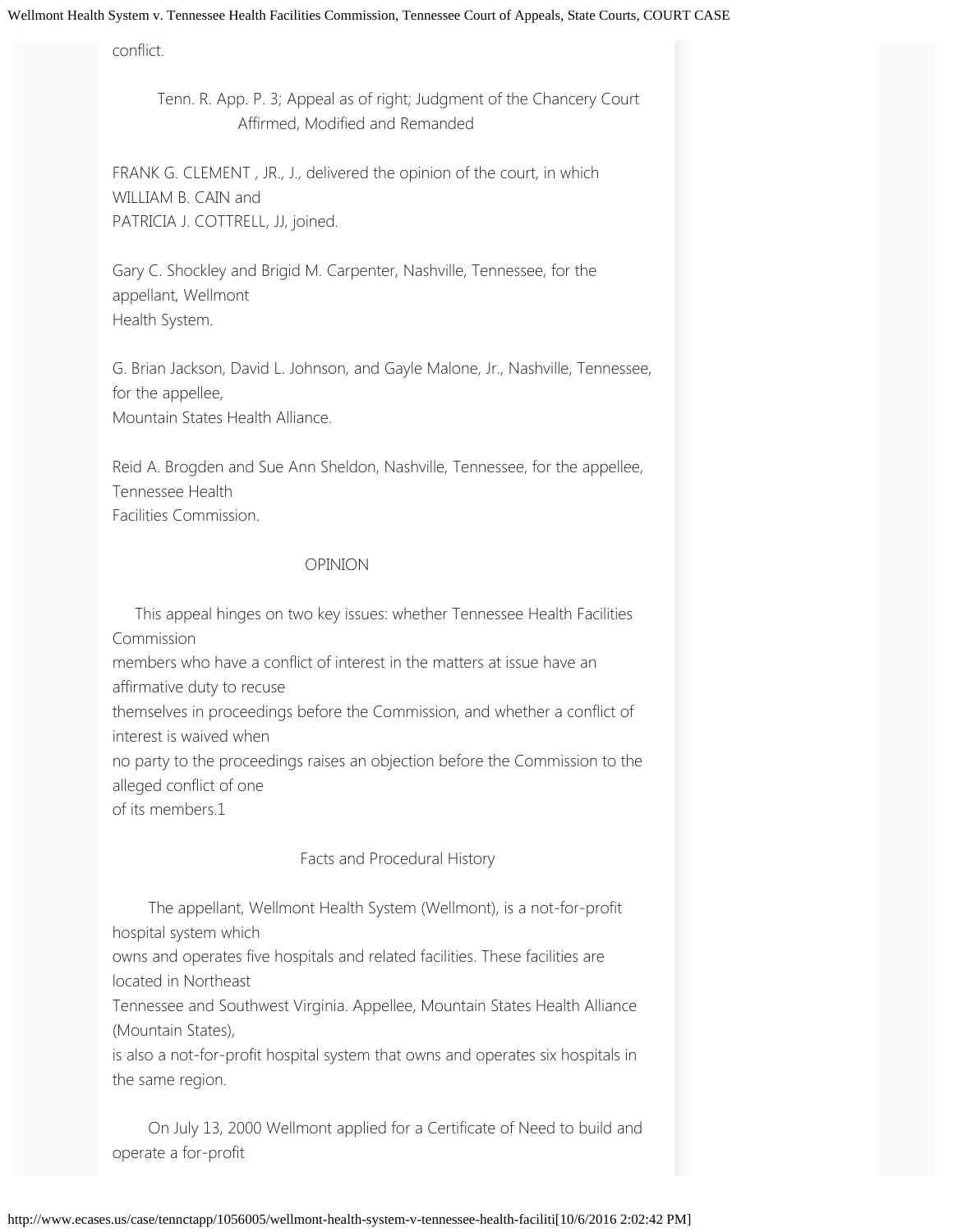conflict.

Tenn. R. App. P. 3; Appeal as of right; Judgment of the Chancery Court Affirmed, Modified and Remanded

FRANK G. CLEMENT , JR., J., delivered the opinion of the court, in which WILLIAM B. CAIN and PATRICIA J. COTTRELL, JJ, joined.

Gary C. Shockley and Brigid M. Carpenter, Nashville, Tennessee, for the appellant, Wellmont Health System.

G. Brian Jackson, David L. Johnson, and Gayle Malone, Jr., Nashville, Tennessee, for the appellee, Mountain States Health Alliance.

Reid A. Brogden and Sue Ann Sheldon, Nashville, Tennessee, for the appellee, Tennessee Health Facilities Commission.

## OPINION

This appeal hinges on two key issues: whether Tennessee Health Facilities Commission members who have a conflict of interest in the matters at issue have an affirmative duty to recuse themselves in proceedings before the Commission, and whether a conflict of interest is waived when no party to the proceedings raises an objection before the Commission to the alleged conflict of one of its members.1

## Facts and Procedural History

The appellant, Wellmont Health System (Wellmont), is a not-for-profit hospital system which owns and operates five hospitals and related facilities. These facilities are located in Northeast Tennessee and Southwest Virginia. Appellee, Mountain States Health Alliance (Mountain States), is also a not-for-profit hospital system that owns and operates six hospitals in the same region.

On July 13, 2000 Wellmont applied for a Certificate of Need to build and operate a for-profit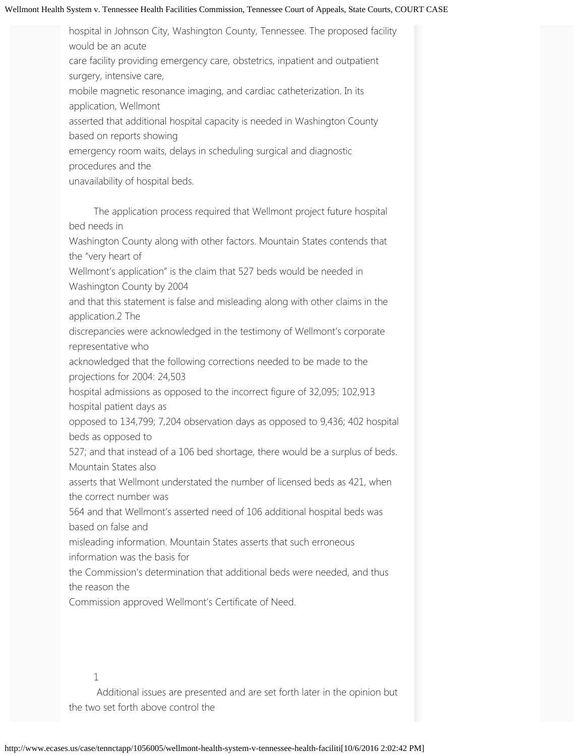hospital in Johnson City, Washington County, Tennessee. The proposed facility would be an acute care facility providing emergency care, obstetrics, inpatient and outpatient surgery, intensive care, mobile magnetic resonance imaging, and cardiac catheterization. In its application, Wellmont asserted that additional hospital capacity is needed in Washington County based on reports showing emergency room waits, delays in scheduling surgical and diagnostic procedures and the unavailability of hospital beds.

The application process required that Wellmont project future hospital bed needs in Washington County along with other factors. Mountain States contends that the "very heart of Wellmont's application" is the claim that 527 beds would be needed in Washington County by 2004 and that this statement is false and misleading along with other claims in the application.[2] The discrepancies were acknowledged in the testimony of Wellmont's corporate representative who acknowledged that the following corrections needed to be made to the projections for 2004: 24,503 hospital admissions as opposed to the incorrect figure of 32,095; 102,913 hospital patient days as opposed to 134,799; 7,204 observation days as opposed to 9,436; 402 hospital beds as opposed to 527; and that instead of a 106 bed shortage, there would be a surplus of beds. Mountain States also asserts that Wellmont understated the number of licensed beds as 421, when the correct number was 564 and that Wellmont's asserted need of 106 additional hospital beds was based on false and misleading information. Mountain States asserts that such erroneous information was the basis for the Commission's determination that additional beds were needed, and thus the reason the Commission approved Wellmont's Certificate of Need.

1

Additional issues are presented and are set forth later in the opinion but the two set forth above control the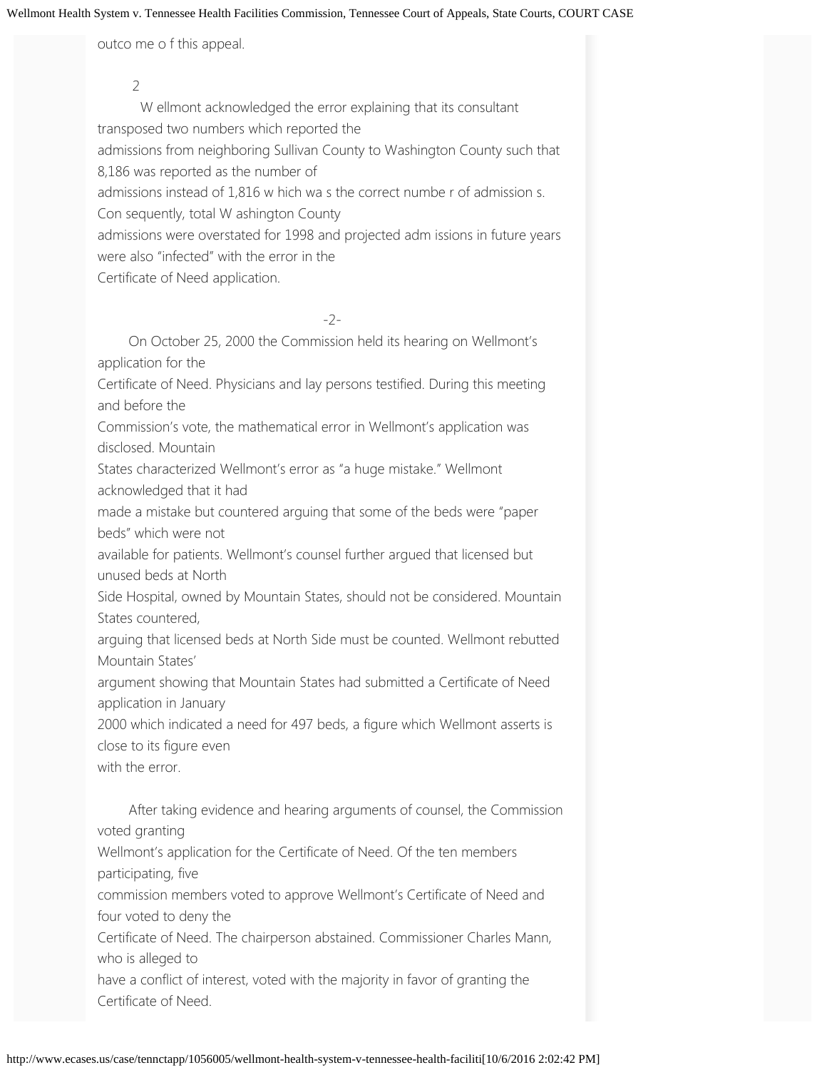outco me o f this appeal.

2

W ellmont acknowledged the error explaining that its consultant transposed two numbers which reported the admissions from neighboring Sullivan County to Washington County such that 8,186 was reported as the number of admissions instead of 1,816 w hich wa s the correct numbe r of admission s. Con sequently, total W ashington County admissions were overstated for 1998 and projected adm issions in future years were also "infected" with the error in the Certificate of Need application.

-2-

On October 25, 2000 the Commission held its hearing on Wellmont's application for the Certificate of Need. Physicians and lay persons testified. During this meeting and before the Commission's vote, the mathematical error in Wellmont's application was disclosed. Mountain States characterized Wellmont's error as "a huge mistake." Wellmont acknowledged that it had made a mistake but countered arguing that some of the beds were "paper beds" which were not available for patients. Wellmont's counsel further argued that licensed but unused beds at North Side Hospital, owned by Mountain States, should not be considered. Mountain States countered, arguing that licensed beds at North Side must be counted. Wellmont rebutted Mountain States' argument showing that Mountain States had submitted a Certificate of Need application in January 2000 which indicated a need for 497 beds, a figure which Wellmont asserts is close to its figure even with the error.

After taking evidence and hearing arguments of counsel, the Commission voted granting Wellmont's application for the Certificate of Need. Of the ten members participating, five commission members voted to approve Wellmont's Certificate of Need and four voted to deny the Certificate of Need. The chairperson abstained. Commissioner Charles Mann, who is alleged to have a conflict of interest, voted with the majority in favor of granting the Certificate of Need.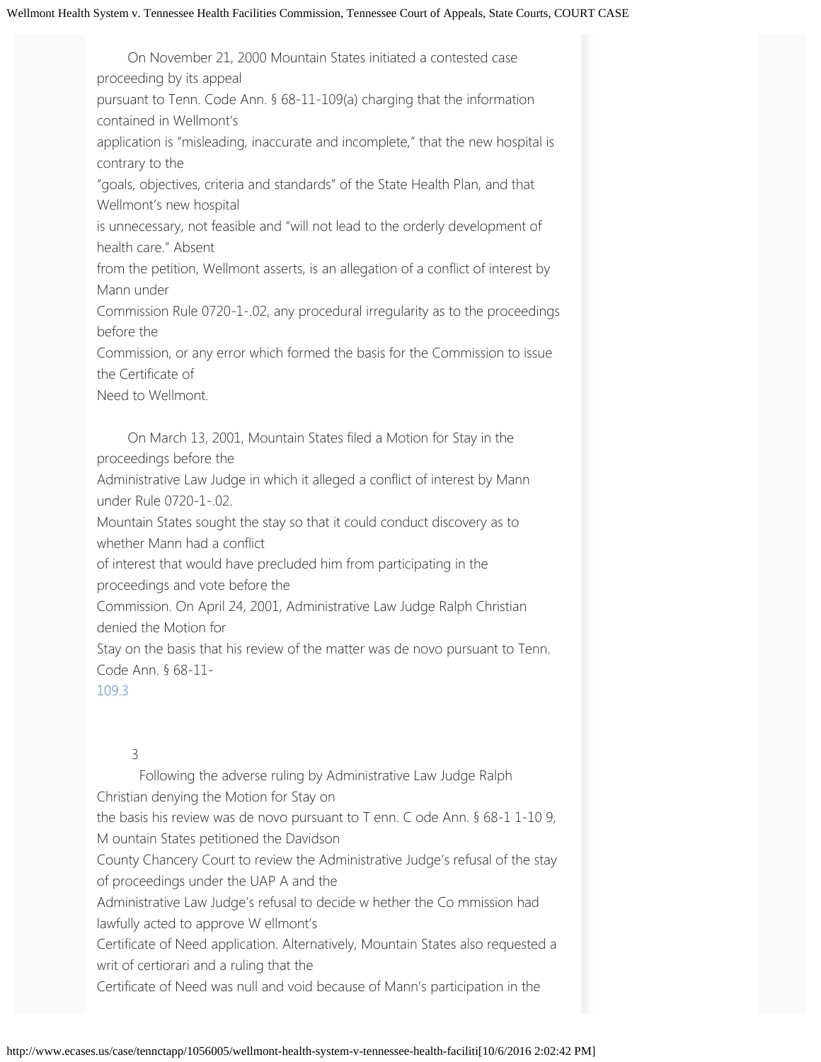On November 21, 2000 Mountain States initiated a contested case proceeding by its appeal pursuant to Tenn. Code Ann. § 68-11-109(a) charging that the information contained in Wellmont's application is "misleading, inaccurate and incomplete," that the new hospital is contrary to the "goals, objectives, criteria and standards" of the State Health Plan, and that Wellmont's new hospital is unnecessary, not feasible and "will not lead to the orderly development of health care." Absent from the petition, Wellmont asserts, is an allegation of a conflict of interest by Mann under Commission Rule 0720-1-.02, any procedural irregularity as to the proceedings before the Commission, or any error which formed the basis for the Commission to issue the Certificate of Need to Wellmont.

On March 13, 2001, Mountain States filed a Motion for Stay in the proceedings before the Administrative Law Judge in which it alleged a conflict of interest by Mann under Rule 0720-1-.02. Mountain States sought the stay so that it could conduct discovery as to whether Mann had a conflict of interest that would have precluded him from participating in the proceedings and vote before the Commission. On April 24, 2001, Administrative Law Judge Ralph Christian denied the Motion for Stay on the basis that his review of the matter was de novo pursuant to Tenn. Code Ann. § 68-11-109.[3]

3 Following the adverse ruling by Administrative Law Judge Ralph Christian denying the Motion for Stay on the basis his review was de novo pursuant to T enn. C ode Ann. § 68-1 1-10 9, M ountain States petitioned the Davidson County Chancery Court to review the Administrative Judge's refusal of the stay of proceedings under the UAP A and the Administrative Law Judge's refusal to decide w hether the Co mmission had lawfully acted to approve W ellmont's Certificate of Need application. Alternatively, Mountain States also requested a writ of certiorari and a ruling that the Certificate of Need was null and void because of Mann's participation in the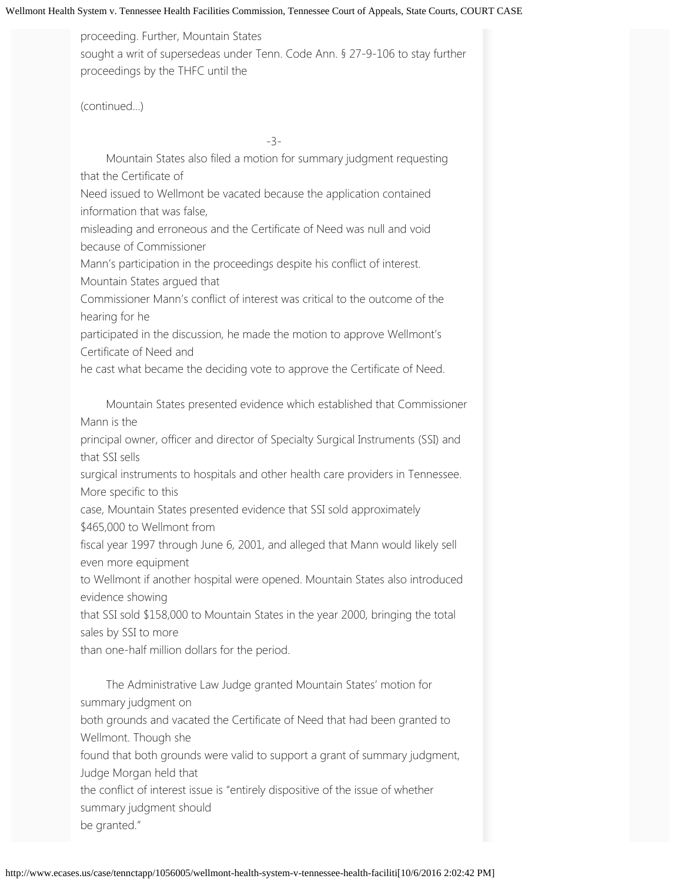proceeding. Further, Mountain States sought a writ of supersedeas under Tenn. Code Ann. § 27-9-106 to stay further proceedings by the THFC until the

(continued...)

Mountain States also filed a motion for summary judgment requesting that the Certificate of Need issued to Wellmont be vacated because the application contained information that was false, misleading and erroneous and the Certificate of Need was null and void because of Commissioner Mann's participation in the proceedings despite his conflict of interest. Mountain States argued that Commissioner Mann's conflict of interest was critical to the outcome of the hearing for he participated in the discussion, he made the motion to approve Wellmont's Certificate of Need and he cast what became the deciding vote to approve the Certificate of Need.

Mountain States presented evidence which established that Commissioner Mann is the principal owner, officer and director of Specialty Surgical Instruments (SSI) and that SSI sells surgical instruments to hospitals and other health care providers in Tennessee. More specific to this case, Mountain States presented evidence that SSI sold approximately $465,000 to Wellmont from fiscal year 1997 through June 6, 2001, and alleged that Mann would likely sell even more equipment to Wellmont if another hospital were opened. Mountain States also introduced evidence showing that SSI sold $158,000 to Mountain States in the year 2000, bringing the total sales by SSI to more than one-half million dollars for the period.

The Administrative Law Judge granted Mountain States' motion for summary judgment on both grounds and vacated the Certificate of Need that had been granted to Wellmont. Though she found that both grounds were valid to support a grant of summary judgment, Judge Morgan held that the conflict of interest issue is "entirely dispositive of the issue of whether summary judgment should be granted."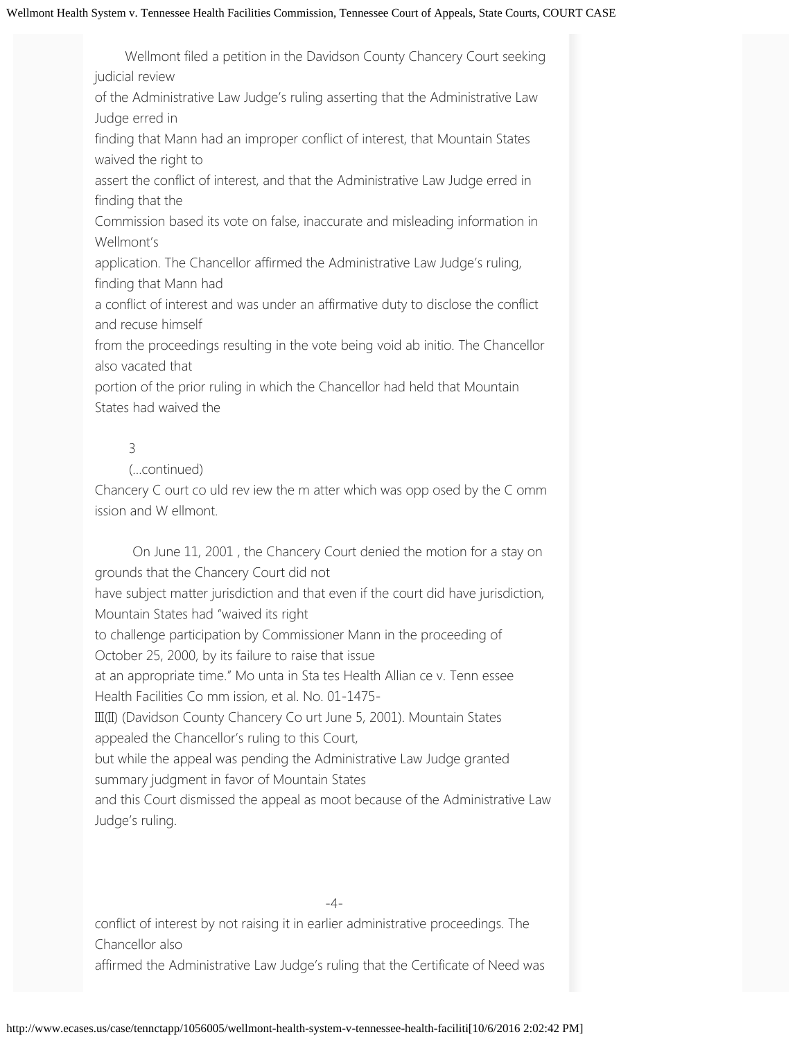Wellmont filed a petition in the Davidson County Chancery Court seeking judicial review of the Administrative Law Judge's ruling asserting that the Administrative Law Judge erred in finding that Mann had an improper conflict of interest, that Mountain States waived the right to assert the conflict of interest, and that the Administrative Law Judge erred in finding that the Commission based its vote on false, inaccurate and misleading information in Wellmont's application. The Chancellor affirmed the Administrative Law Judge's ruling, finding that Mann had a conflict of interest and was under an affirmative duty to disclose the conflict and recuse himself from the proceedings resulting in the vote being void ab initio. The Chancellor also vacated that portion of the prior ruling in which the Chancellor had held that Mountain States had waived the

3

(...continued)

Chancery C ourt co uld rev iew the m atter which was opp osed by the C omm ission and W ellmont.

On June 11, 2001 , the Chancery Court denied the motion for a stay on grounds that the Chancery Court did not have subject matter jurisdiction and that even if the court did have jurisdiction, Mountain States had "waived its right to challenge participation by Commissioner Mann in the proceeding of October 25, 2000, by its failure to raise that issue at an appropriate time." Mo unta in Sta tes Health Allian ce v. Tenn essee Health Facilities Co mm ission, et al. No. 01-1475-III(II) (Davidson County Chancery Co urt June 5, 2001). Mountain States appealed the Chancellor's ruling to this Court, but while the appeal was pending the Administrative Law Judge granted summary judgment in favor of Mountain States and this Court dismissed the appeal as moot because of the Administrative Law Judge's ruling.

conflict of interest by not raising it in earlier administrative proceedings. The Chancellor also affirmed the Administrative Law Judge's ruling that the Certificate of Need was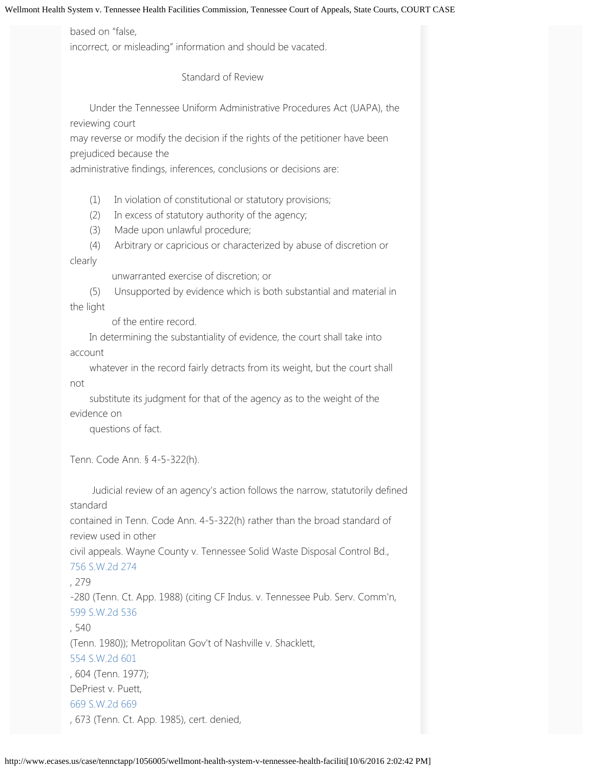based on "false, incorrect, or misleading" information and should be vacated.

### Standard of Review

Under the Tennessee Uniform Administrative Procedures Act (UAPA), the reviewing court may reverse or modify the decision if the rights of the petitioner have been prejudiced because the administrative findings, inferences, conclusions or decisions are:

> (1) In violation of constitutional or statutory provisions;
>
> (2) In excess of statutory authority of the agency;
>
> (3) Made upon unlawful procedure;
>
> (4) Arbitrary or capricious or characterized by abuse of discretion or clearly unwarranted exercise of discretion; or
>
> (5) Unsupported by evidence which is both substantial and material in the light of the entire record.
>
> In determining the substantiality of evidence, the court shall take into account whatever in the record fairly detracts from its weight, but the court shall not substitute its judgment for that of the agency as to the weight of the evidence on questions of fact.

Tenn. Code Ann. § 4-5-322(h).

Judicial review of an agency's action follows the narrow, statutorily defined standard contained in Tenn. Code Ann. 4-5-322(h) rather than the broad standard of review used in other civil appeals. Wayne County v. Tennessee Solid Waste Disposal Control Bd., 756 S.W.2d 274, 279-280 (Tenn. Ct. App. 1988) (citing CF Indus. v. Tennessee Pub. Serv. Comm'n, 599 S.W.2d 536, 540 (Tenn. 1980)); Metropolitan Gov't of Nashville v. Shacklett, 554 S.W.2d 601, 604 (Tenn. 1977); DePriest v. Puett, 669 S.W.2d 669, 673 (Tenn. Ct. App. 1985), cert. denied,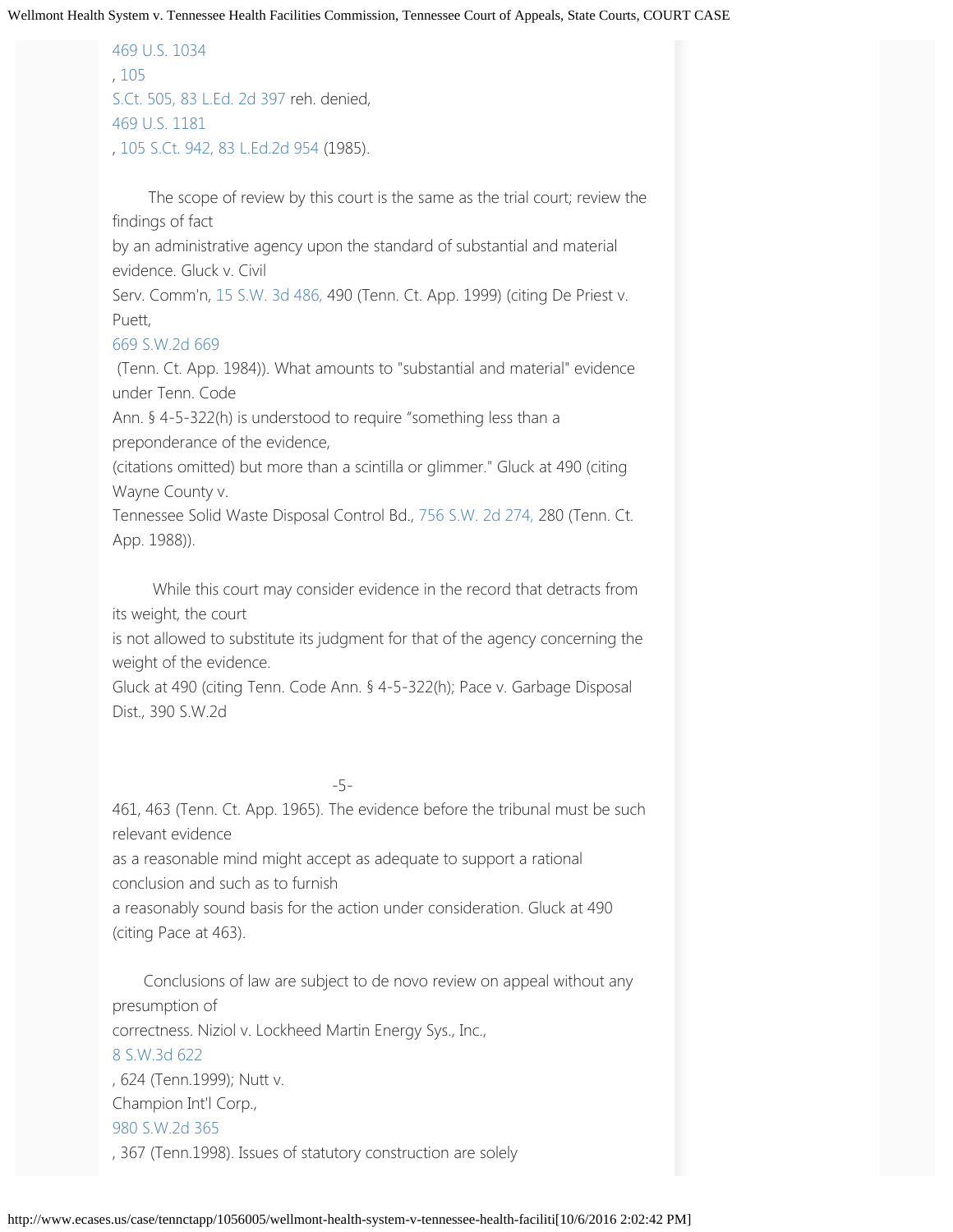469 U.S. 1034, 105 S.Ct. 505, 83 L.Ed. 2d 397 reh. denied, 469 U.S. 1181, 105 S.Ct. 942, 83 L.Ed.2d 954 (1985).

The scope of review by this court is the same as the trial court; review the findings of fact by an administrative agency upon the standard of substantial and material evidence. Gluck v. Civil Serv. Comm'n, 15 S.W. 3d 486, 490 (Tenn. Ct. App. 1999) (citing De Priest v. Puett, 669 S.W.2d 669 (Tenn. Ct. App. 1984)). What amounts to "substantial and material" evidence under Tenn. Code Ann. § 4-5-322(h) is understood to require "something less than a preponderance of the evidence, (citations omitted) but more than a scintilla or glimmer." Gluck at 490 (citing Wayne County v. Tennessee Solid Waste Disposal Control Bd., 756 S.W. 2d 274, 280 (Tenn. Ct. App. 1988)).

While this court may consider evidence in the record that detracts from its weight, the court is not allowed to substitute its judgment for that of the agency concerning the weight of the evidence. Gluck at 490 (citing Tenn. Code Ann. § 4-5-322(h); Pace v. Garbage Disposal Dist., 390 S.W.2d 461, 463 (Tenn. Ct. App. 1965). The evidence before the tribunal must be such relevant evidence as a reasonable mind might accept as adequate to support a rational conclusion and such as to furnish a reasonably sound basis for the action under consideration. Gluck at 490 (citing Pace at 463).

Conclusions of law are subject to de novo review on appeal without any presumption of correctness. Niziol v. Lockheed Martin Energy Sys., Inc., 8 S.W.3d 622, 624 (Tenn.1999); Nutt v. Champion Int'l Corp., 980 S.W.2d 365, 367 (Tenn.1998). Issues of statutory construction are solely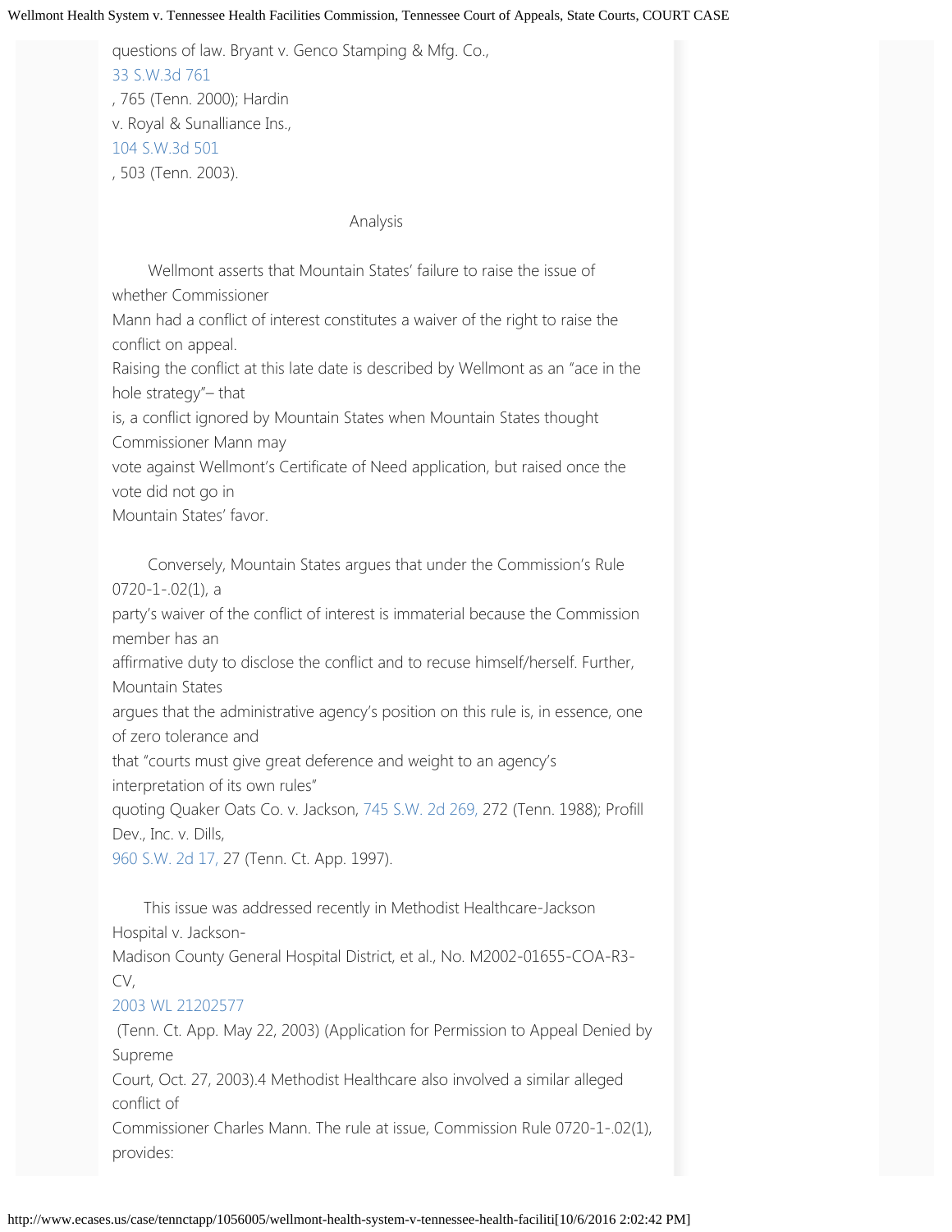questions of law. Bryant v. Genco Stamping & Mfg. Co., 33 S.W.3d 761, 765 (Tenn. 2000); Hardin v. Royal & Sunalliance Ins., 104 S.W.3d 501, 503 (Tenn. 2003).

Analysis

Wellmont asserts that Mountain States' failure to raise the issue of whether Commissioner Mann had a conflict of interest constitutes a waiver of the right to raise the conflict on appeal. Raising the conflict at this late date is described by Wellmont as an "ace in the hole strategy"– that is, a conflict ignored by Mountain States when Mountain States thought Commissioner Mann may vote against Wellmont's Certificate of Need application, but raised once the vote did not go in Mountain States' favor.

Conversely, Mountain States argues that under the Commission's Rule 0720-1-.02(1), a party's waiver of the conflict of interest is immaterial because the Commission member has an affirmative duty to disclose the conflict and to recuse himself/herself. Further, Mountain States argues that the administrative agency's position on this rule is, in essence, one of zero tolerance and that "courts must give great deference and weight to an agency's interpretation of its own rules" quoting Quaker Oats Co. v. Jackson, 745 S.W. 2d 269, 272 (Tenn. 1988); Profill Dev., Inc. v. Dills, 960 S.W. 2d 17, 27 (Tenn. Ct. App. 1997).

This issue was addressed recently in Methodist Healthcare-Jackson Hospital v. Jackson-Madison County General Hospital District, et al., No. M2002-01655-COA-R3-CV, 2003 WL 21202577 (Tenn. Ct. App. May 22, 2003) (Application for Permission to Appeal Denied by Supreme Court, Oct. 27, 2003).[4] Methodist Healthcare also involved a similar alleged conflict of Commissioner Charles Mann. The rule at issue, Commission Rule 0720-1-.02(1), provides: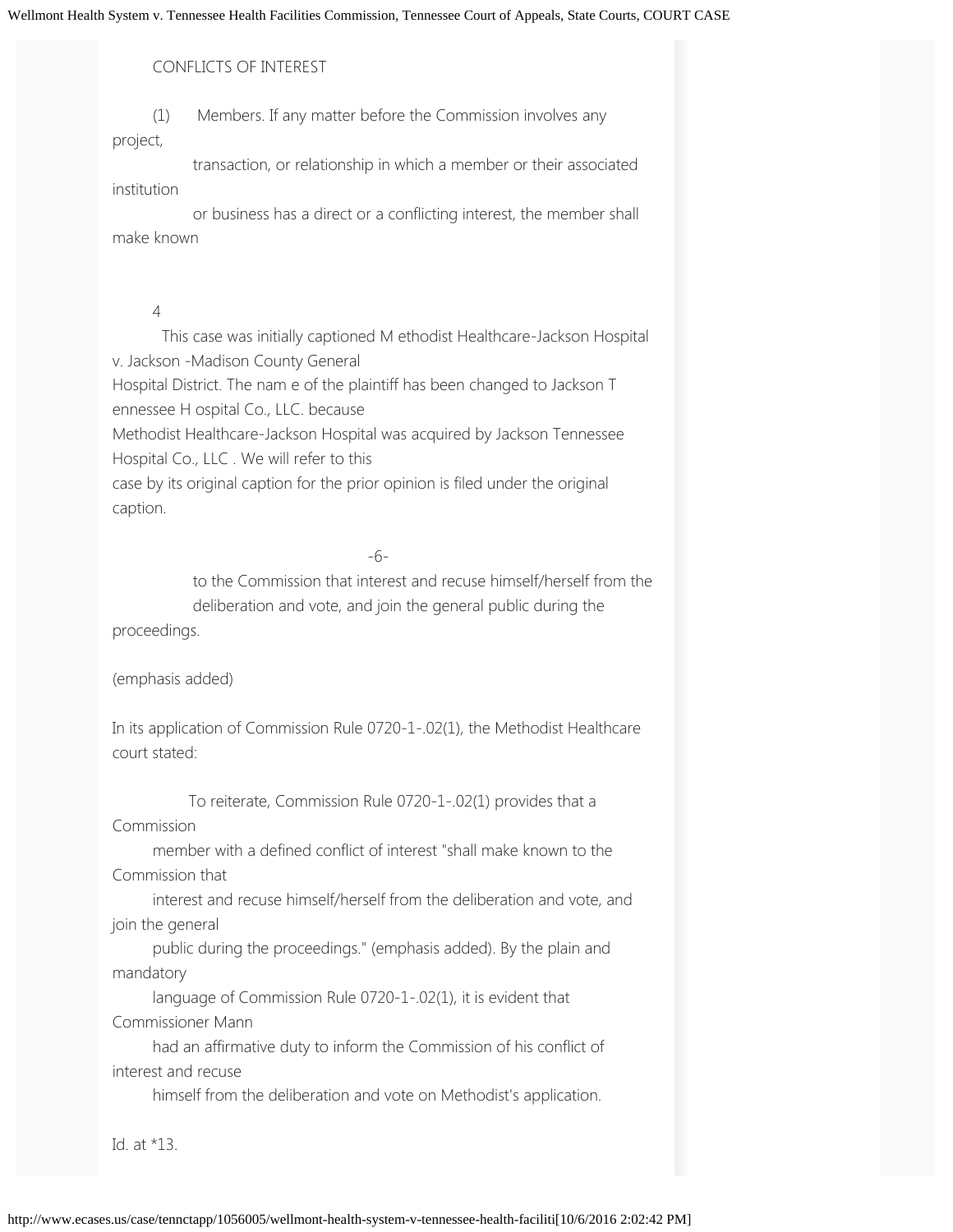CONFLICTS OF INTEREST

(1) Members. If any matter before the Commission involves any project, transaction, or relationship in which a member or their associated institution or business has a direct or a conflicting interest, the member shall make known

4 This case was initially captioned Methodist Healthcare-Jackson Hospital v. Jackson -Madison County General Hospital District. The name of the plaintiff has been changed to Jackson Tennessee Hospital Co., LLC. because Methodist Healthcare-Jackson Hospital was acquired by Jackson Tennessee Hospital Co., LLC . We will refer to this case by its original caption for the prior opinion is filed under the original caption.

to the Commission that interest and recuse himself/herself from the deliberation and vote, and join the general public during the proceedings.

(emphasis added)

In its application of Commission Rule 0720-1-.02(1), the Methodist Healthcare court stated:

> To reiterate, Commission Rule 0720-1-.02(1) provides that a Commission member with a defined conflict of interest "shall make known to the Commission that interest and recuse himself/herself from the deliberation and vote, and join the general public during the proceedings." (emphasis added). By the plain and mandatory language of Commission Rule 0720-1-.02(1), it is evident that Commissioner Mann had an affirmative duty to inform the Commission of his conflict of interest and recuse himself from the deliberation and vote on Methodist's application.

Id. at *13.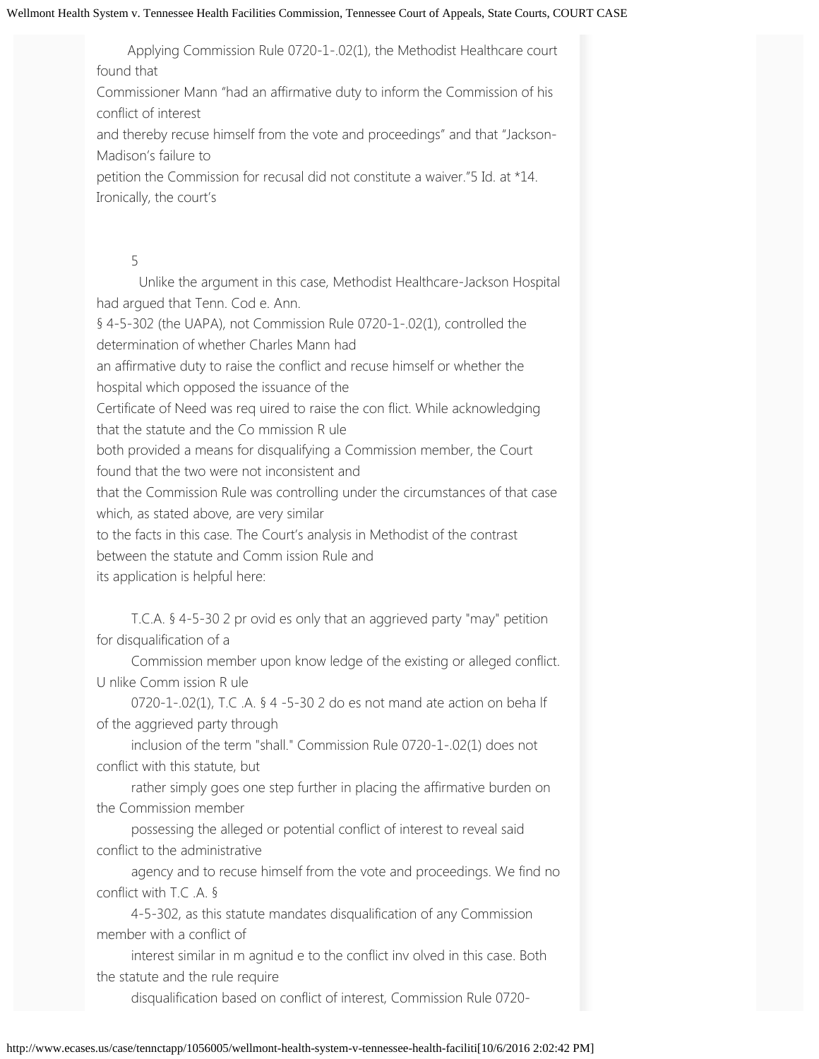Applying Commission Rule 0720-1-.02(1), the Methodist Healthcare court found that Commissioner Mann "had an affirmative duty to inform the Commission of his conflict of interest and thereby recuse himself from the vote and proceedings" and that "Jackson-Madison's failure to petition the Commission for recusal did not constitute a waiver."[5] Id. at *14. Ironically, the court's

[5] Unlike the argument in this case, Methodist Healthcare-Jackson Hospital had argued that Tenn. Code Ann. § 4-5-302 (the UAPA), not Commission Rule 0720-1-.02(1), controlled the determination of whether Charles Mann had an affirmative duty to raise the conflict and recuse himself or whether the hospital which opposed the issuance of the Certificate of Need was required to raise the conflict. While acknowledging that the statute and the Commission Rule both provided a means for disqualifying a Commission member, the Court found that the two were not inconsistent and that the Commission Rule was controlling under the circumstances of that case which, as stated above, are very similar to the facts in this case. The Court's analysis in Methodist of the contrast between the statute and Commission Rule and its application is helpful here:

> T.C.A. § 4-5-302 provides only that an aggrieved party "may" petition for disqualification of a Commission member upon knowledge of the existing or alleged conflict. Unlike Commission Rule 0720-1-.02(1), T.C.A. § 4-5-302 does not mandate action on behalf of the aggrieved party through inclusion of the term "shall." Commission Rule 0720-1-.02(1) does not conflict with this statute, but rather simply goes one step further in placing the affirmative burden on the Commission member possessing the alleged or potential conflict of interest to reveal said conflict to the administrative agency and to recuse himself from the vote and proceedings. We find no conflict with T.C.A. § 4-5-302, as this statute mandates disqualification of any Commission member with a conflict of interest similar in magnitude to the conflict involved in this case. Both the statute and the rule require disqualification based on conflict of interest, Commission Rule 0720-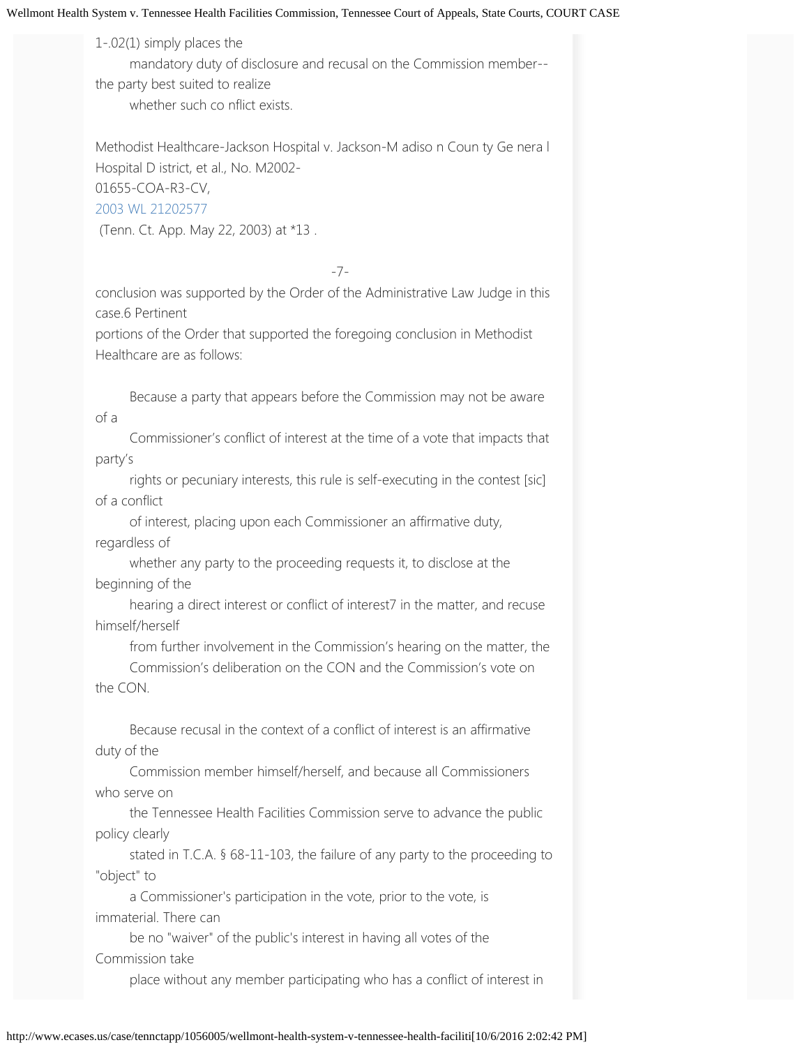1-.02(1) simply places the mandatory duty of disclosure and recusal on the Commission member--the party best suited to realize whether such co nflict exists.

Methodist Healthcare-Jackson Hospital v. Jackson-M adiso n Coun ty Ge nera l Hospital D istrict, et al., No. M2002-01655-COA-R3-CV, 2003 WL 21202577 (Tenn. Ct. App. May 22, 2003) at *13 .

-7-

conclusion was supported by the Order of the Administrative Law Judge in this case.6 Pertinent portions of the Order that supported the foregoing conclusion in Methodist Healthcare are as follows:

> Because a party that appears before the Commission may not be aware of a Commissioner's conflict of interest at the time of a vote that impacts that party's rights or pecuniary interests, this rule is self-executing in the contest [sic] of a conflict of interest, placing upon each Commissioner an affirmative duty, regardless of whether any party to the proceeding requests it, to disclose at the beginning of the hearing a direct interest or conflict of interest7 in the matter, and recuse himself/herself from further involvement in the Commission's hearing on the matter, the Commission's deliberation on the CON and the Commission's vote on the CON.
>
> Because recusal in the context of a conflict of interest is an affirmative duty of the Commission member himself/herself, and because all Commissioners who serve on the Tennessee Health Facilities Commission serve to advance the public policy clearly stated in T.C.A. § 68-11-103, the failure of any party to the proceeding to "object" to a Commissioner's participation in the vote, prior to the vote, is immaterial. There can be no "waiver" of the public's interest in having all votes of the Commission take place without any member participating who has a conflict of interest in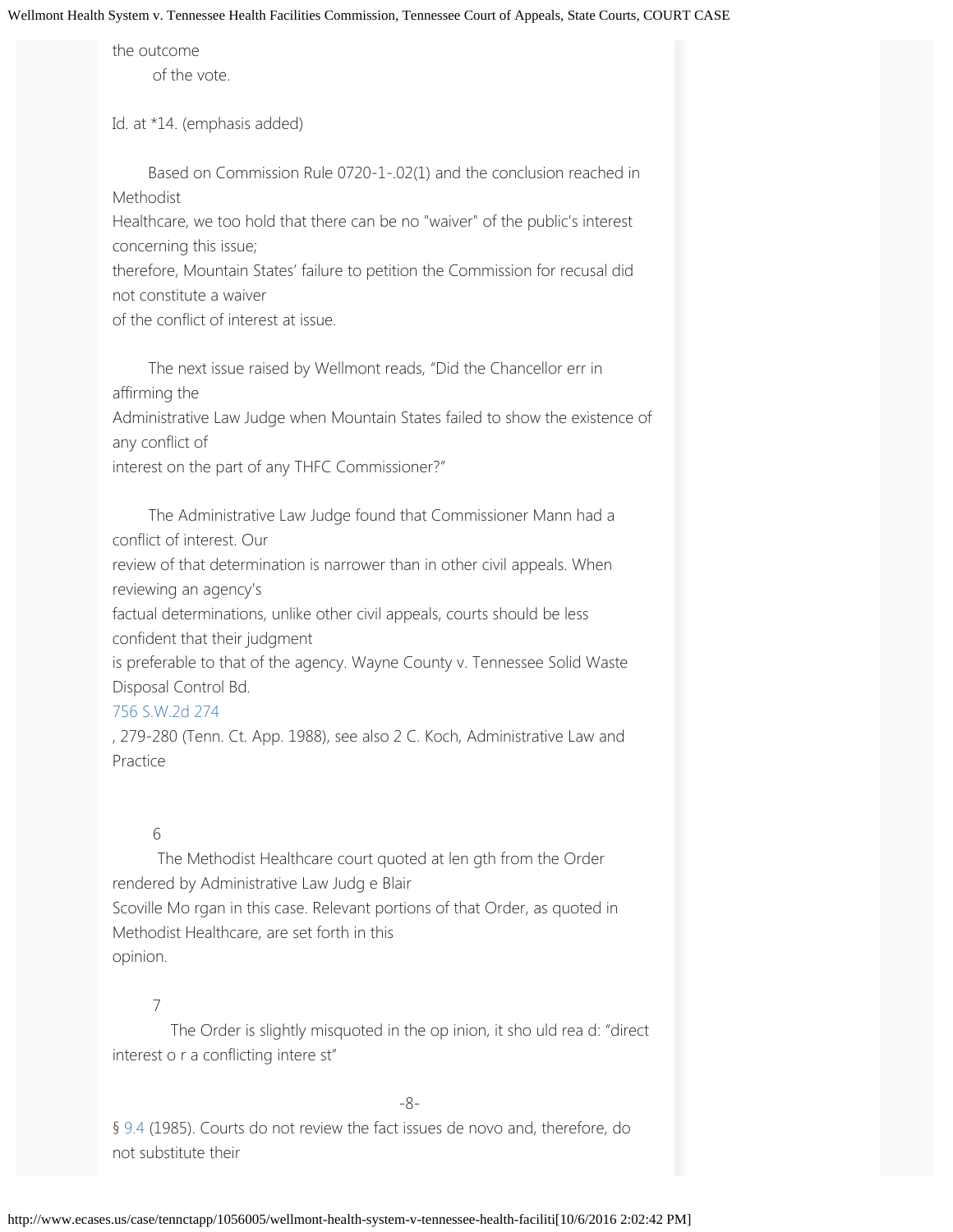the outcome of the vote.

Id. at *14. (emphasis added)

Based on Commission Rule 0720-1-.02(1) and the conclusion reached in Methodist Healthcare, we too hold that there can be no "waiver" of the public's interest concerning this issue; therefore, Mountain States' failure to petition the Commission for recusal did not constitute a waiver of the conflict of interest at issue.

The next issue raised by Wellmont reads, "Did the Chancellor err in affirming the Administrative Law Judge when Mountain States failed to show the existence of any conflict of interest on the part of any THFC Commissioner?"

The Administrative Law Judge found that Commissioner Mann had a conflict of interest. Our review of that determination is narrower than in other civil appeals. When reviewing an agency's factual determinations, unlike other civil appeals, courts should be less confident that their judgment is preferable to that of the agency. Wayne County v. Tennessee Solid Waste Disposal Control Bd. 756 S.W.2d 274, 279-280 (Tenn. Ct. App. 1988), see also 2 C. Koch, Administrative Law and Practice § 9.4 (1985). Courts do not review the fact issues de novo and, therefore, do not substitute their

---

6 The Methodist Healthcare court quoted at length from the Order rendered by Administrative Law Judge Blair Scoville Morgan in this case. Relevant portions of that Order, as quoted in Methodist Healthcare, are set forth in this opinion.

7 The Order is slightly misquoted in the opinion, it should read: "direct interest or a conflicting interest"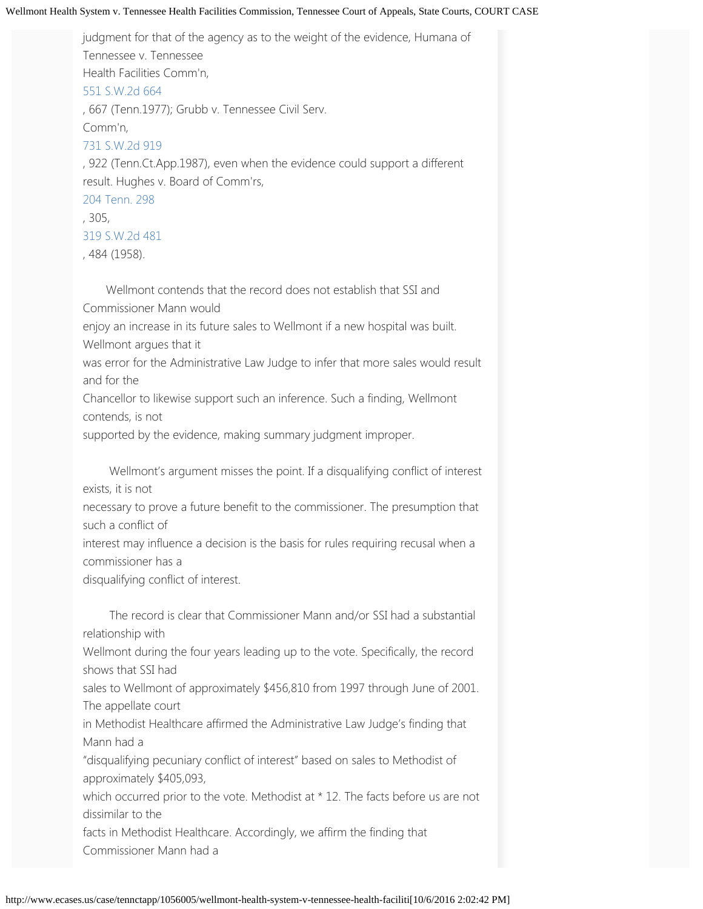judgment for that of the agency as to the weight of the evidence, Humana of Tennessee v. Tennessee Health Facilities Comm'n, 551 S.W.2d 664, 667 (Tenn.1977); Grubb v. Tennessee Civil Serv. Comm'n, 731 S.W.2d 919, 922 (Tenn.Ct.App.1987), even when the evidence could support a different result. Hughes v. Board of Comm'rs, 204 Tenn. 298, 305, 319 S.W.2d 481, 484 (1958).

Wellmont contends that the record does not establish that SSI and Commissioner Mann would enjoy an increase in its future sales to Wellmont if a new hospital was built. Wellmont argues that it was error for the Administrative Law Judge to infer that more sales would result and for the Chancellor to likewise support such an inference. Such a finding, Wellmont contends, is not supported by the evidence, making summary judgment improper.

Wellmont's argument misses the point. If a disqualifying conflict of interest exists, it is not necessary to prove a future benefit to the commissioner. The presumption that such a conflict of interest may influence a decision is the basis for rules requiring recusal when a commissioner has a disqualifying conflict of interest.

The record is clear that Commissioner Mann and/or SSI had a substantial relationship with Wellmont during the four years leading up to the vote. Specifically, the record shows that SSI had sales to Wellmont of approximately $456,810 from 1997 through June of 2001. The appellate court in Methodist Healthcare affirmed the Administrative Law Judge's finding that Mann had a "disqualifying pecuniary conflict of interest" based on sales to Methodist of approximately $405,093, which occurred prior to the vote. Methodist at * 12. The facts before us are not dissimilar to the facts in Methodist Healthcare. Accordingly, we affirm the finding that Commissioner Mann had a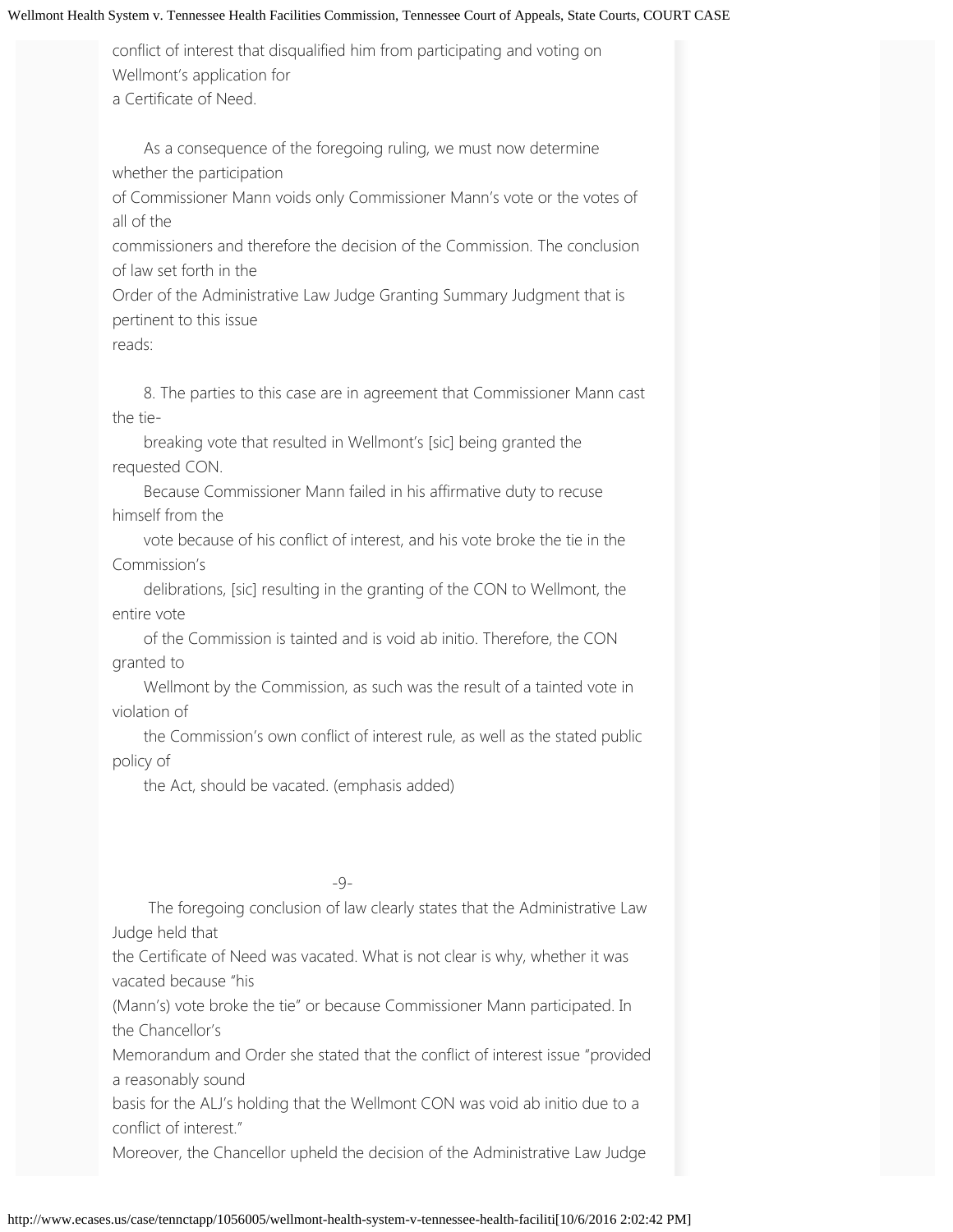conflict of interest that disqualified him from participating and voting on Wellmont's application for a Certificate of Need.

As a consequence of the foregoing ruling, we must now determine whether the participation of Commissioner Mann voids only Commissioner Mann's vote or the votes of all of the commissioners and therefore the decision of the Commission. The conclusion of law set forth in the Order of the Administrative Law Judge Granting Summary Judgment that is pertinent to this issue reads:

> 8. The parties to this case are in agreement that Commissioner Mann cast the tie-breaking vote that resulted in Wellmont's [sic] being granted the requested CON. Because Commissioner Mann failed in his affirmative duty to recuse himself from the vote because of his conflict of interest, and his vote broke the tie in the Commission's deliberations, [sic] resulting in the granting of the CON to Wellmont, the entire vote of the Commission is tainted and is void ab initio. Therefore, the CON granted to Wellmont by the Commission, as such was the result of a tainted vote in violation of the Commission's own conflict of interest rule, as well as the stated public policy of the Act, should be vacated. (emphasis added)

The foregoing conclusion of law clearly states that the Administrative Law Judge held that the Certificate of Need was vacated. What is not clear is why, whether it was vacated because "his (Mann's) vote broke the tie" or because Commissioner Mann participated. In the Chancellor's Memorandum and Order she stated that the conflict of interest issue "provided a reasonably sound basis for the ALJ's holding that the Wellmont CON was void ab initio due to a conflict of interest." Moreover, the Chancellor upheld the decision of the Administrative Law Judge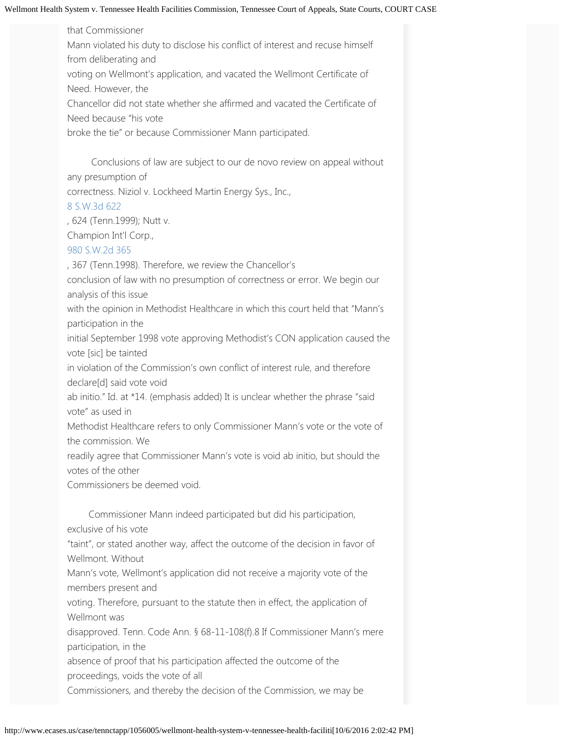that Commissioner Mann violated his duty to disclose his conflict of interest and recuse himself from deliberating and voting on Wellmont's application, and vacated the Wellmont Certificate of Need. However, the Chancellor did not state whether she affirmed and vacated the Certificate of Need because "his vote broke the tie" or because Commissioner Mann participated.

Conclusions of law are subject to our de novo review on appeal without any presumption of correctness. Niziol v. Lockheed Martin Energy Sys., Inc., 8 S.W.3d 622, 624 (Tenn.1999); Nutt v. Champion Int'l Corp., 980 S.W.2d 365, 367 (Tenn.1998). Therefore, we review the Chancellor's conclusion of law with no presumption of correctness or error. We begin our analysis of this issue with the opinion in Methodist Healthcare in which this court held that "Mann's participation in the initial September 1998 vote approving Methodist's CON application caused the vote [sic] be tainted in violation of the Commission's own conflict of interest rule, and therefore declare[d] said vote void ab initio." Id. at *14. (emphasis added) It is unclear whether the phrase "said vote" as used in Methodist Healthcare refers to only Commissioner Mann's vote or the vote of the commission. We readily agree that Commissioner Mann's vote is void ab initio, but should the votes of the other Commissioners be deemed void.

Commissioner Mann indeed participated but did his participation, exclusive of his vote "taint", or stated another way, affect the outcome of the decision in favor of Wellmont. Without Mann's vote, Wellmont's application did not receive a majority vote of the members present and voting. Therefore, pursuant to the statute then in effect, the application of Wellmont was disapproved. Tenn. Code Ann. § 68-11-108(f).8 If Commissioner Mann's mere participation, in the absence of proof that his participation affected the outcome of the proceedings, voids the vote of all Commissioners, and thereby the decision of the Commission, we may be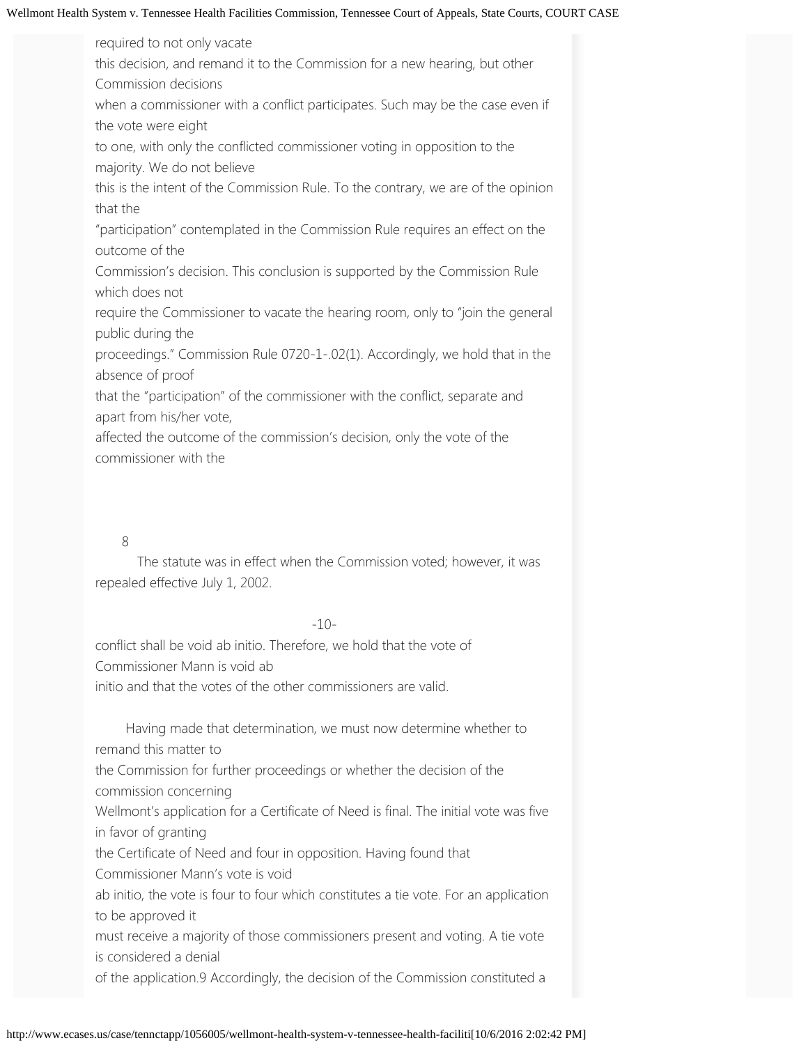required to not only vacate this decision, and remand it to the Commission for a new hearing, but other Commission decisions when a commissioner with a conflict participates. Such may be the case even if the vote were eight to one, with only the conflicted commissioner voting in opposition to the majority. We do not believe this is the intent of the Commission Rule. To the contrary, we are of the opinion that the "participation" contemplated in the Commission Rule requires an effect on the outcome of the Commission's decision. This conclusion is supported by the Commission Rule which does not require the Commissioner to vacate the hearing room, only to "join the general public during the proceedings." Commission Rule 0720-1-.02(1). Accordingly, we hold that in the absence of proof that the "participation" of the commissioner with the conflict, separate and apart from his/her vote, affected the outcome of the commission's decision, only the vote of the commissioner with the conflict shall be void ab initio. Therefore, we hold that the vote of Commissioner Mann is void ab initio and that the votes of the other commissioners are valid.

Having made that determination, we must now determine whether to remand this matter to the Commission for further proceedings or whether the decision of the commission concerning Wellmont's application for a Certificate of Need is final. The initial vote was five in favor of granting the Certificate of Need and four in opposition. Having found that Commissioner Mann's vote is void ab initio, the vote is four to four which constitutes a tie vote. For an application to be approved it must receive a majority of those commissioners present and voting. A tie vote is considered a denial of the application.[9] Accordingly, the decision of the Commission constituted a

---

[8] The statute was in effect when the Commission voted; however, it was repealed effective July 1, 2002.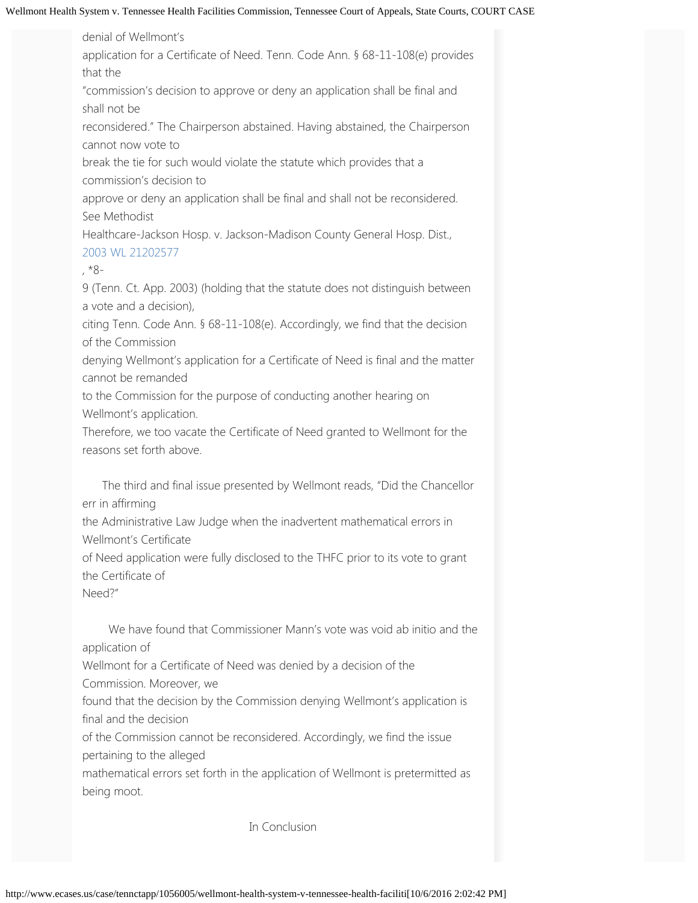denial of Wellmont's application for a Certificate of Need. Tenn. Code Ann. § 68-11-108(e) provides that the "commission's decision to approve or deny an application shall be final and shall not be reconsidered." The Chairperson abstained. Having abstained, the Chairperson cannot now vote to break the tie for such would violate the statute which provides that a commission's decision to approve or deny an application shall be final and shall not be reconsidered. See Methodist Healthcare-Jackson Hosp. v. Jackson-Madison County General Hosp. Dist., 2003 WL 21202577, *8-9 (Tenn. Ct. App. 2003) (holding that the statute does not distinguish between a vote and a decision), citing Tenn. Code Ann. § 68-11-108(e). Accordingly, we find that the decision of the Commission denying Wellmont's application for a Certificate of Need is final and the matter cannot be remanded to the Commission for the purpose of conducting another hearing on Wellmont's application. Therefore, we too vacate the Certificate of Need granted to Wellmont for the reasons set forth above.

The third and final issue presented by Wellmont reads, "Did the Chancellor err in affirming the Administrative Law Judge when the inadvertent mathematical errors in Wellmont's Certificate of Need application were fully disclosed to the THFC prior to its vote to grant the Certificate of Need?"

We have found that Commissioner Mann's vote was void ab initio and the application of Wellmont for a Certificate of Need was denied by a decision of the Commission. Moreover, we found that the decision by the Commission denying Wellmont's application is final and the decision of the Commission cannot be reconsidered. Accordingly, we find the issue pertaining to the alleged mathematical errors set forth in the application of Wellmont is pretermitted as being moot.

In Conclusion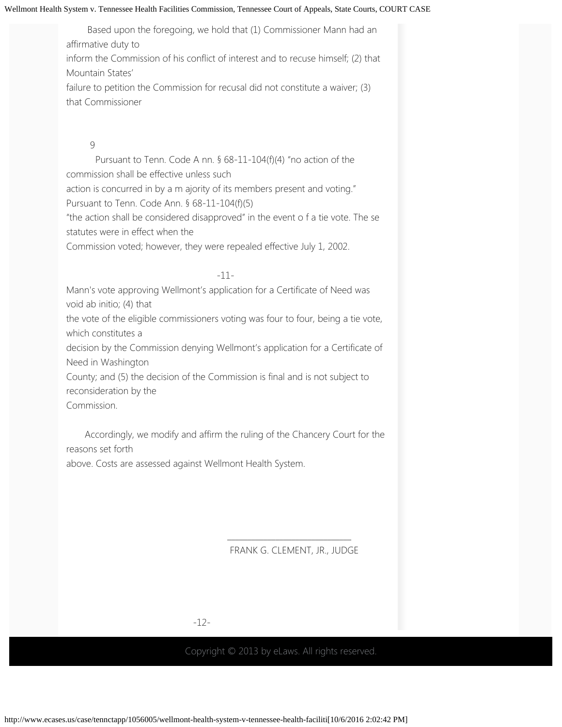Based upon the foregoing, we hold that (1) Commissioner Mann had an affirmative duty to inform the Commission of his conflict of interest and to recuse himself; (2) that Mountain States' failure to petition the Commission for recusal did not constitute a waiver; (3) that Commissioner

9

Pursuant to Tenn. Code A nn. § 68-11-104(f)(4) "no action of the commission shall be effective unless such action is concurred in by a m ajority of its members present and voting." Pursuant to Tenn. Code Ann. § 68-11-104(f)(5) "the action shall be considered disapproved" in the event o f a tie vote. The se statutes were in effect when the Commission voted; however, they were repealed effective July 1, 2002.

Mann's vote approving Wellmont's application for a Certificate of Need was void ab initio; (4) that the vote of the eligible commissioners voting was four to four, being a tie vote, which constitutes a decision by the Commission denying Wellmont's application for a Certificate of Need in Washington County; and (5) the decision of the Commission is final and is not subject to reconsideration by the Commission.

Accordingly, we modify and affirm the ruling of the Chancery Court for the reasons set forth above. Costs are assessed against Wellmont Health System.

\_\_\_\_\_\_\_\_\_\_\_\_\_\_\_\_\_\_\_\_\_\_\_\_\_\_\_\_

FRANK G. CLEMENT, JR., JUDGE

Copyright © 2013 by eLaws. All rights reserved.